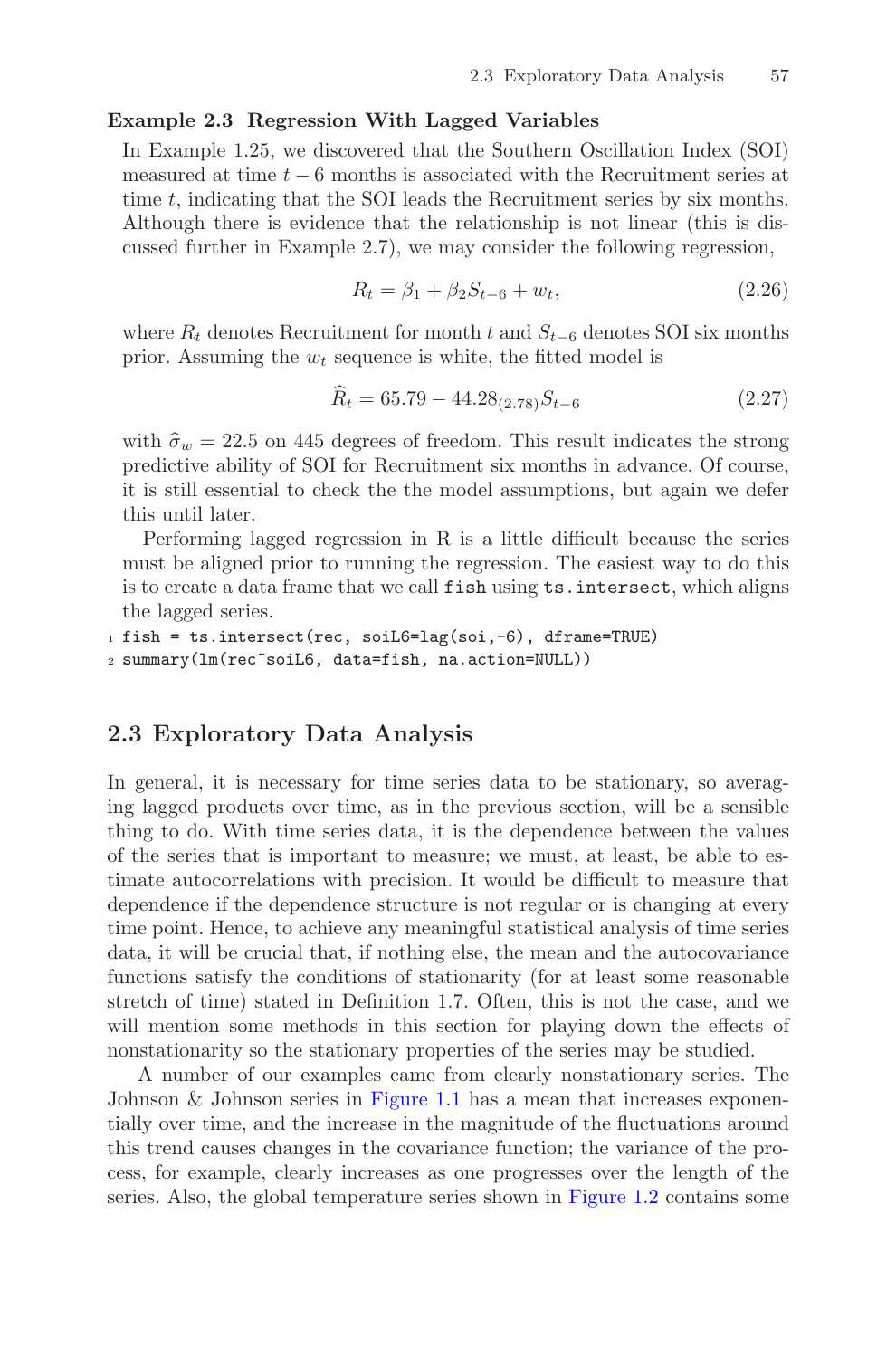**Example 2.3 Regression With Lagged Variables**

In Example 1.25, we discovered that the Southern Oscillation Index (SOI) measured at time $t-6$ months is associated with the Recruitment series at time $t$, indicating that the SOI leads the Recruitment series by six months. Although there is evidence that the relationship is not linear (this is discussed further in Example 2.7), we may consider the following regression,

$$R_t = \beta_1 + \beta_2 S_{t-6} + w_t, \tag{2.26}$$

where $R_t$ denotes Recruitment for month $t$ and $S_{t-6}$ denotes SOI six months prior. Assuming the $w_t$ sequence is white, the fitted model is

$$\widehat{R}_t = 65.79 - 44.28_{(2.78)} S_{t-6} \tag{2.27}$$

with $\widehat{\sigma}_w = 22.5$ on 445 degrees of freedom. This result indicates the strong predictive ability of SOI for Recruitment six months in advance. Of course, it is still essential to check the the model assumptions, but again we defer this until later.

Performing lagged regression in R is a little difficult because the series must be aligned prior to running the regression. The easiest way to do this is to create a data frame that we call `fish` using `ts.intersect`, which aligns the lagged series.

```
fish = ts.intersect(rec, soiL6=lag(soi,-6), dframe=TRUE)
summary(lm(rec~soiL6, data=fish, na.action=NULL))
```

## 2.3 Exploratory Data Analysis

In general, it is necessary for time series data to be stationary, so averaging lagged products over time, as in the previous section, will be a sensible thing to do. With time series data, it is the dependence between the values of the series that is important to measure; we must, at least, be able to estimate autocorrelations with precision. It would be difficult to measure that dependence if the dependence structure is not regular or is changing at every time point. Hence, to achieve any meaningful statistical analysis of time series data, it will be crucial that, if nothing else, the mean and the autocovariance functions satisfy the conditions of stationarity (for at least some reasonable stretch of time) stated in Definition 1.7. Often, this is not the case, and we will mention some methods in this section for playing down the effects of nonstationarity so the stationary properties of the series may be studied.

A number of our examples came from clearly nonstationary series. The Johnson & Johnson series in Figure 1.1 has a mean that increases exponentially over time, and the increase in the magnitude of the fluctuations around this trend causes changes in the covariance function; the variance of the process, for example, clearly increases as one progresses over the length of the series. Also, the global temperature series shown in Figure 1.2 contains some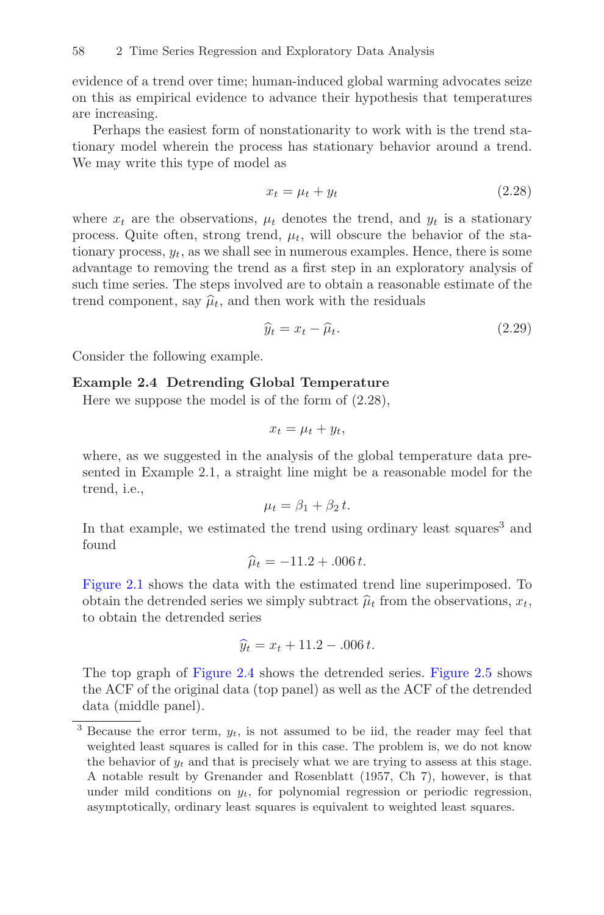evidence of a trend over time; human-induced global warming advocates seize on this as empirical evidence to advance their hypothesis that temperatures are increasing.

Perhaps the easiest form of nonstationarity to work with is the trend stationary model wherein the process has stationary behavior around a trend. We may write this type of model as

$$x_t = \mu_t + y_t \tag{2.28}$$

where $x_t$ are the observations, $\mu_t$ denotes the trend, and $y_t$ is a stationary process. Quite often, strong trend, $\mu_t$, will obscure the behavior of the stationary process, $y_t$, as we shall see in numerous examples. Hence, there is some advantage to removing the trend as a first step in an exploratory analysis of such time series. The steps involved are to obtain a reasonable estimate of the trend component, say $\widehat{\mu}_t$, and then work with the residuals

$$\widehat{y}_t = x_t - \widehat{\mu}_t. \tag{2.29}$$

Consider the following example.

**Example 2.4 Detrending Global Temperature**

Here we suppose the model is of the form of (2.28),

$$x_t = \mu_t + y_t,$$

where, as we suggested in the analysis of the global temperature data presented in Example 2.1, a straight line might be a reasonable model for the trend, i.e.,

$$\mu_t = \beta_1 + \beta_2 \, t.$$

In that example, we estimated the trend using ordinary least squares[3] and found

$$\widehat{\mu}_t = -11.2 + .006 \, t.$$

Figure 2.1 shows the data with the estimated trend line superimposed. To obtain the detrended series we simply subtract $\widehat{\mu}_t$ from the observations, $x_t$, to obtain the detrended series

$$\widehat{y}_t = x_t + 11.2 - .006 \, t.$$

The top graph of Figure 2.4 shows the detrended series. Figure 2.5 shows the ACF of the original data (top panel) as well as the ACF of the detrended data (middle panel).

---

[3] Because the error term, $y_t$, is not assumed to be iid, the reader may feel that weighted least squares is called for in this case. The problem is, we do not know the behavior of $y_t$ and that is precisely what we are trying to assess at this stage. A notable result by Grenander and Rosenblatt (1957, Ch 7), however, is that under mild conditions on $y_t$, for polynomial regression or periodic regression, asymptotically, ordinary least squares is equivalent to weighted least squares.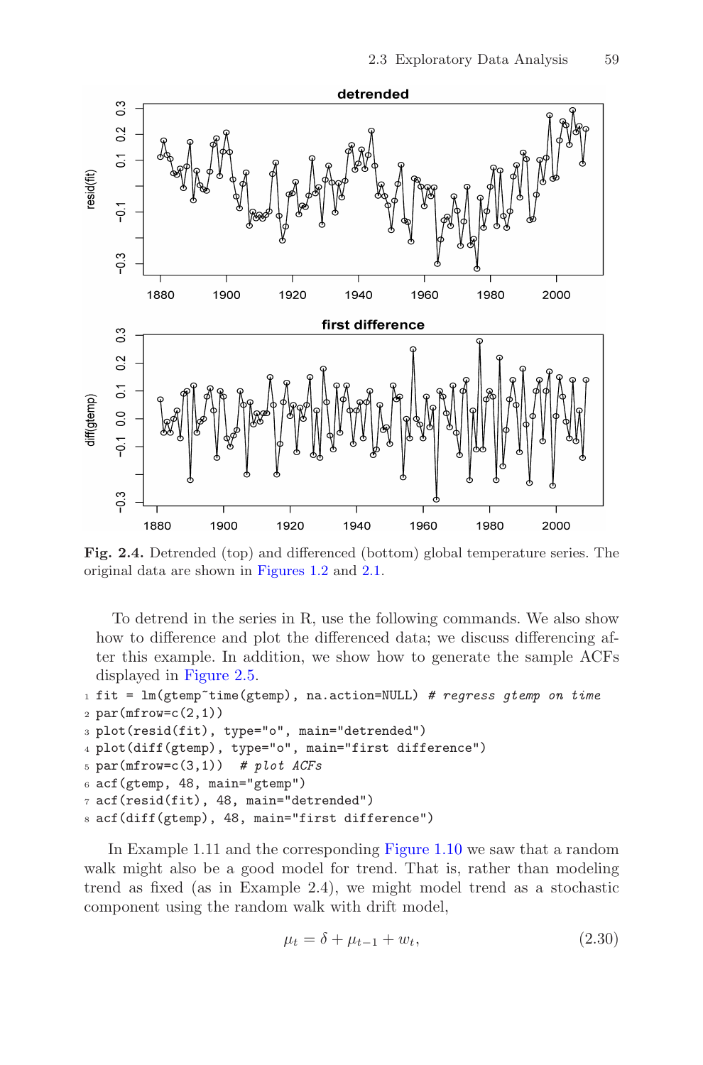**Fig. 2.4.** Detrended (top) and differenced (bottom) global temperature series. The original data are shown in Figures 1.2 and 2.1.

To detrend in the series in R, use the following commands. We also show how to difference and plot the differenced data; we discuss differencing after this example. In addition, we show how to generate the sample ACFs displayed in Figure 2.5.

```
1 fit = lm(gtemp~time(gtemp), na.action=NULL) # regress gtemp on time
2 par(mfrow=c(2,1))
3 plot(resid(fit), type="o", main="detrended")
4 plot(diff(gtemp), type="o", main="first difference")
5 par(mfrow=c(3,1))  # plot ACFs
6 acf(gtemp, 48, main="gtemp")
7 acf(resid(fit), 48, main="detrended")
8 acf(diff(gtemp), 48, main="first difference")
```

In Example 1.11 and the corresponding Figure 1.10 we saw that a random walk might also be a good model for trend. That is, rather than modeling trend as fixed (as in Example 2.4), we might model trend as a stochastic component using the random walk with drift model,

$$\mu_t = \delta + \mu_{t-1} + w_t, \tag{2.30}$$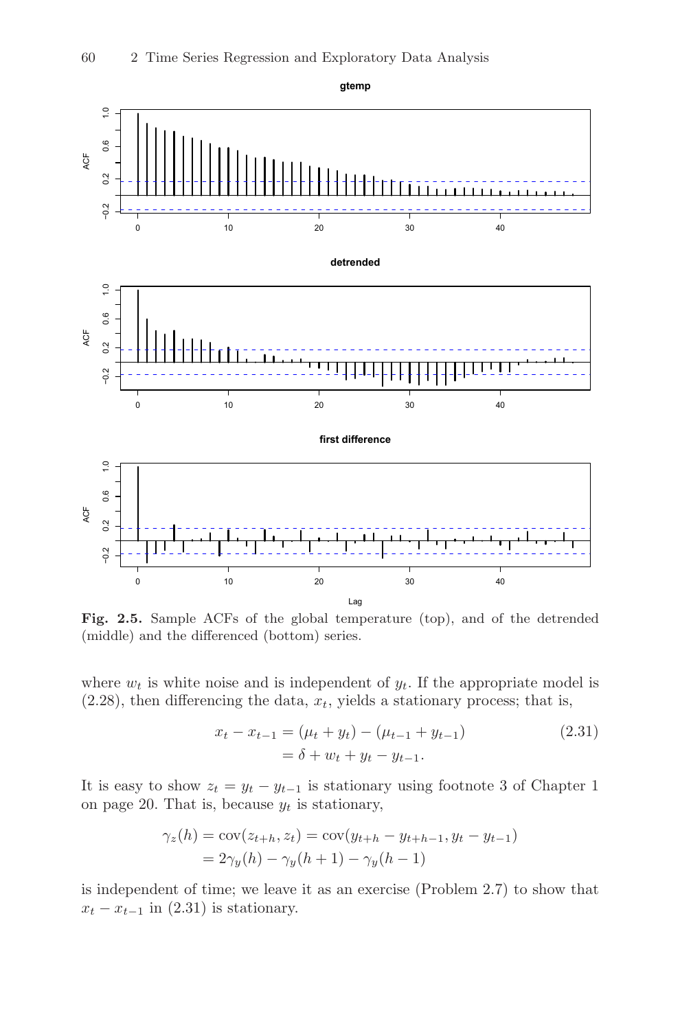**Fig. 2.5.** Sample ACFs of the global temperature (top), and of the detrended (middle) and the differenced (bottom) series.

where $w_t$ is white noise and is independent of $y_t$. If the appropriate model is (2.28), then differencing the data, $x_t$, yields a stationary process; that is,

$$
\begin{aligned}
x_t - x_{t-1} &= (\mu_t + y_t) - (\mu_{t-1} + y_{t-1}) \\
&= \delta + w_t + y_t - y_{t-1}.
\end{aligned}
\tag{2.31}
$$

It is easy to show $z_t = y_t - y_{t-1}$ is stationary using footnote 3 of Chapter 1 on page 20. That is, because $y_t$ is stationary,

$$
\begin{aligned}
\gamma_z(h) = \text{cov}(z_{t+h}, z_t) &= \text{cov}(y_{t+h} - y_{t+h-1}, y_t - y_{t-1}) \\
&= 2\gamma_y(h) - \gamma_y(h+1) - \gamma_y(h-1)
\end{aligned}
$$

is independent of time; we leave it as an exercise (Problem 2.7) to show that $x_t - x_{t-1}$ in (2.31) is stationary.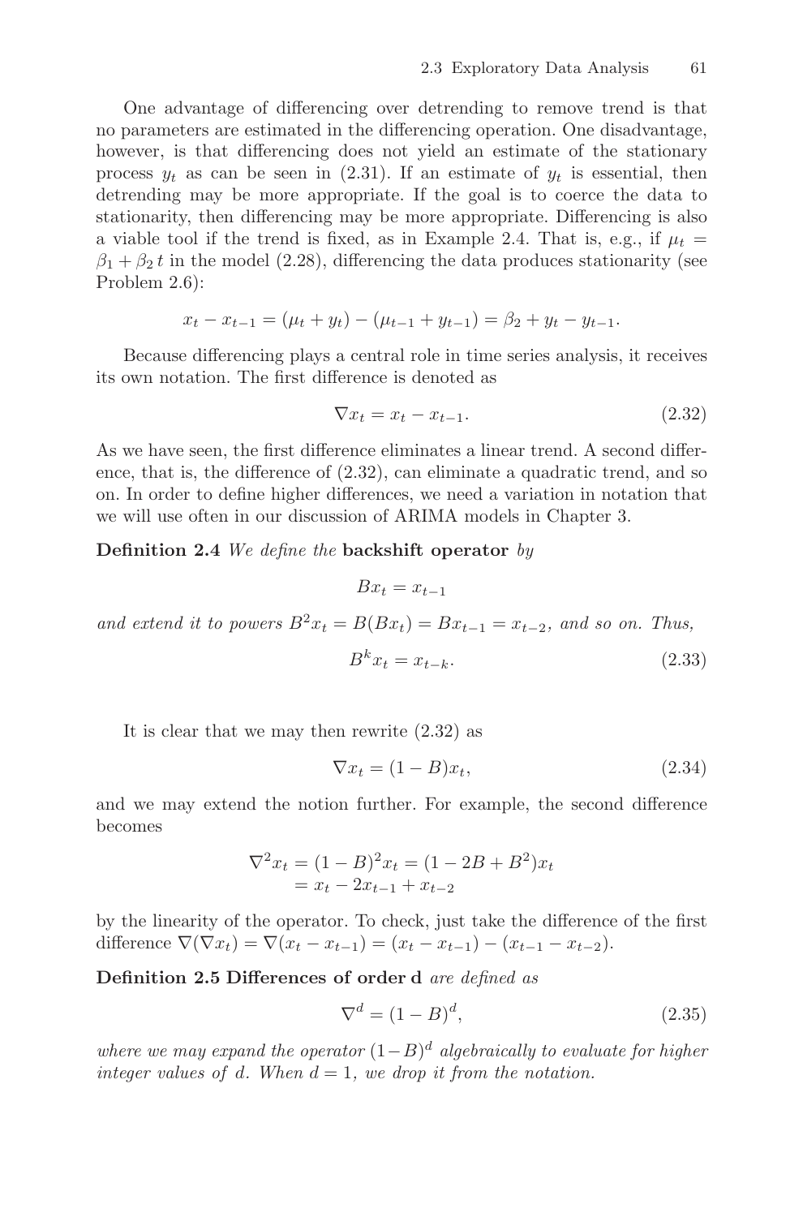One advantage of differencing over detrending to remove trend is that no parameters are estimated in the differencing operation. One disadvantage, however, is that differencing does not yield an estimate of the stationary process $y_t$ as can be seen in (2.31). If an estimate of $y_t$ is essential, then detrending may be more appropriate. If the goal is to coerce the data to stationarity, then differencing may be more appropriate. Differencing is also a viable tool if the trend is fixed, as in Example 2.4. That is, e.g., if $\mu_t = \beta_1 + \beta_2 t$ in the model (2.28), differencing the data produces stationarity (see Problem 2.6):

$$x_t - x_{t-1} = (\mu_t + y_t) - (\mu_{t-1} + y_{t-1}) = \beta_2 + y_t - y_{t-1}.$$

Because differencing plays a central role in time series analysis, it receives its own notation. The first difference is denoted as

$$\nabla x_t = x_t - x_{t-1}. \tag{2.32}$$

As we have seen, the first difference eliminates a linear trend. A second difference, that is, the difference of (2.32), can eliminate a quadratic trend, and so on. In order to define higher differences, we need a variation in notation that we will use often in our discussion of ARIMA models in Chapter 3.

**Definition 2.4** *We define the* **backshift operator** *by*

$$Bx_t = x_{t-1}$$

*and extend it to powers* $B^2 x_t = B(Bx_t) = Bx_{t-1} = x_{t-2}$*, and so on. Thus,*

$$B^k x_t = x_{t-k}. \tag{2.33}$$

It is clear that we may then rewrite (2.32) as

$$\nabla x_t = (1 - B)x_t, \tag{2.34}$$

and we may extend the notion further. For example, the second difference becomes

$$\begin{aligned}
\nabla^2 x_t &= (1 - B)^2 x_t = (1 - 2B + B^2)x_t \\
&= x_t - 2x_{t-1} + x_{t-2}
\end{aligned}$$

by the linearity of the operator. To check, just take the difference of the first difference $\nabla(\nabla x_t) = \nabla(x_t - x_{t-1}) = (x_t - x_{t-1}) - (x_{t-1} - x_{t-2})$.

**Definition 2.5 Differences of order d** *are defined as*

$$\nabla^d = (1 - B)^d, \tag{2.35}$$

*where we may expand the operator* $(1-B)^d$ *algebraically to evaluate for higher integer values of* $d$*. When* $d = 1$*, we drop it from the notation.*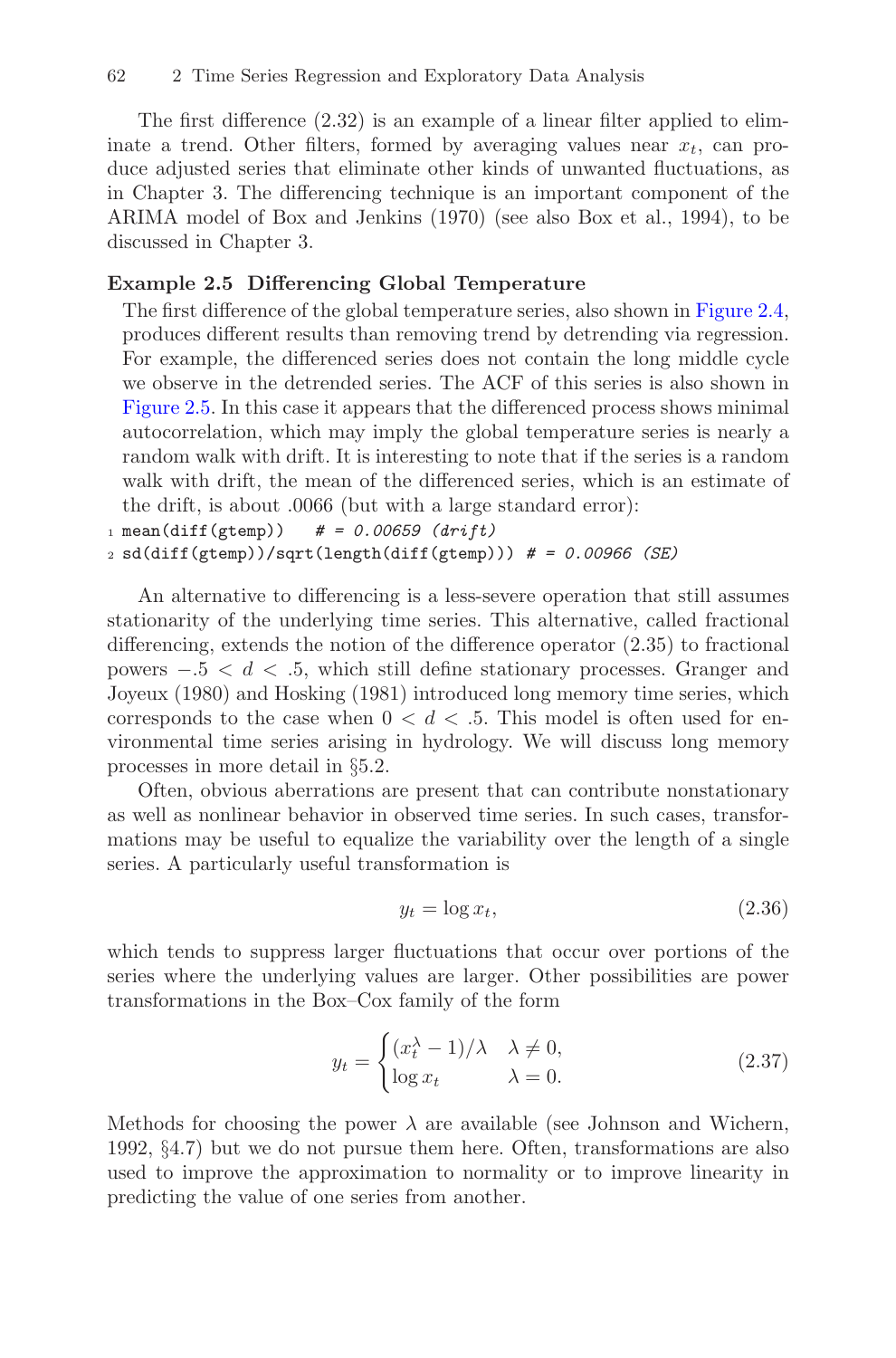The first difference (2.32) is an example of a linear filter applied to eliminate a trend. Other filters, formed by averaging values near $x_t$, can produce adjusted series that eliminate other kinds of unwanted fluctuations, as in Chapter 3. The differencing technique is an important component of the ARIMA model of Box and Jenkins (1970) (see also Box et al., 1994), to be discussed in Chapter 3.

**Example 2.5 Differencing Global Temperature**

The first difference of the global temperature series, also shown in Figure 2.4, produces different results than removing trend by detrending via regression. For example, the differenced series does not contain the long middle cycle we observe in the detrended series. The ACF of this series is also shown in Figure 2.5. In this case it appears that the differenced process shows minimal autocorrelation, which may imply the global temperature series is nearly a random walk with drift. It is interesting to note that if the series is a random walk with drift, the mean of the differenced series, which is an estimate of the drift, is about .0066 (but with a large standard error):

```
1 mean(diff(gtemp))   # = 0.00659 (drift)
2 sd(diff(gtemp))/sqrt(length(diff(gtemp))) # = 0.00966 (SE)
```

An alternative to differencing is a less-severe operation that still assumes stationarity of the underlying time series. This alternative, called fractional differencing, extends the notion of the difference operator (2.35) to fractional powers $-.5 < d < .5$, which still define stationary processes. Granger and Joyeux (1980) and Hosking (1981) introduced long memory time series, which corresponds to the case when $0 < d < .5$. This model is often used for environmental time series arising in hydrology. We will discuss long memory processes in more detail in §5.2.

Often, obvious aberrations are present that can contribute nonstationary as well as nonlinear behavior in observed time series. In such cases, transformations may be useful to equalize the variability over the length of a single series. A particularly useful transformation is

$$y_t = \log x_t, \tag{2.36}$$

which tends to suppress larger fluctuations that occur over portions of the series where the underlying values are larger. Other possibilities are power transformations in the Box–Cox family of the form

$$y_t = \begin{cases} (x_t^\lambda - 1)/\lambda & \lambda \neq 0, \\ \log x_t & \lambda = 0. \end{cases} \tag{2.37}$$

Methods for choosing the power $\lambda$ are available (see Johnson and Wichern, 1992, §4.7) but we do not pursue them here. Often, transformations are also used to improve the approximation to normality or to improve linearity in predicting the value of one series from another.